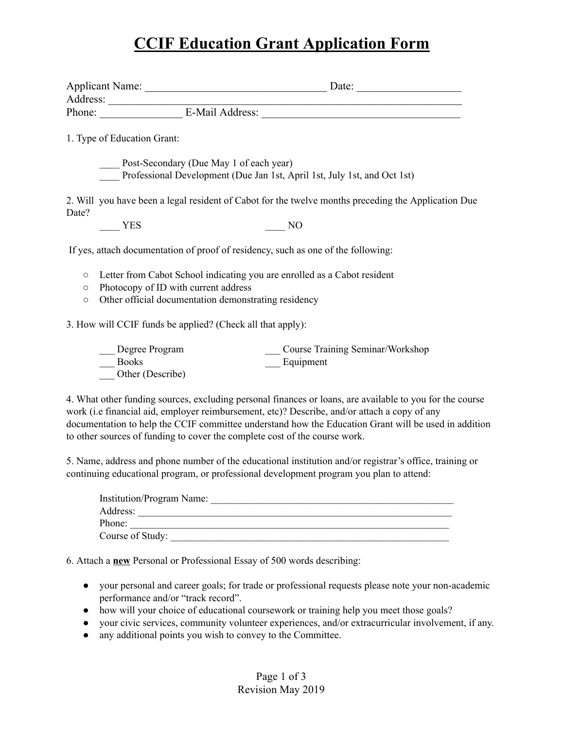# CCIF Education Grant Application Form

Applicant Name: _________________________________ Date: __________________
Address: ______________________________________________________________
Phone: ______________ E-Mail Address: ___________________________________

1. Type of Education Grant:

____ Post-Secondary (Due May 1 of each year)
____ Professional Development (Due Jan 1st, April 1st, July 1st, and Oct 1st)

2. Will you have been a legal resident of Cabot for the twelve months preceding the Application Due Date?

____ YES ____ NO

If yes, attach documentation of proof of residency, such as one of the following:

- Letter from Cabot School indicating you are enrolled as a Cabot resident
- Photocopy of ID with current address
- Other official documentation demonstrating residency

3. How will CCIF funds be applied? (Check all that apply):

___ Degree Program
___ Course Training Seminar/Workshop
___ Books
___ Equipment
___ Other (Describe)

4. What other funding sources, excluding personal finances or loans, are available to you for the course work (i.e financial aid, employer reimbursement, etc)? Describe, and/or attach a copy of any documentation to help the CCIF committee understand how the Education Grant will be used in addition to other sources of funding to cover the complete cost of the course work.

5. Name, address and phone number of the educational institution and/or registrar's office, training or continuing educational program, or professional development program you plan to attend:

Institution/Program Name: _____________________________________________
Address: __________________________________________________________
Phone: ___________________________________________________________
Course of Study: ____________________________________________________

6. Attach a **new** Personal or Professional Essay of 500 words describing:

- your personal and career goals; for trade or professional requests please note your non-academic performance and/or "track record".
- how will your choice of educational coursework or training help you meet those goals?
- your civic services, community volunteer experiences, and/or extracurricular involvement, if any.
- any additional points you wish to convey to the Committee.

Revision May 2019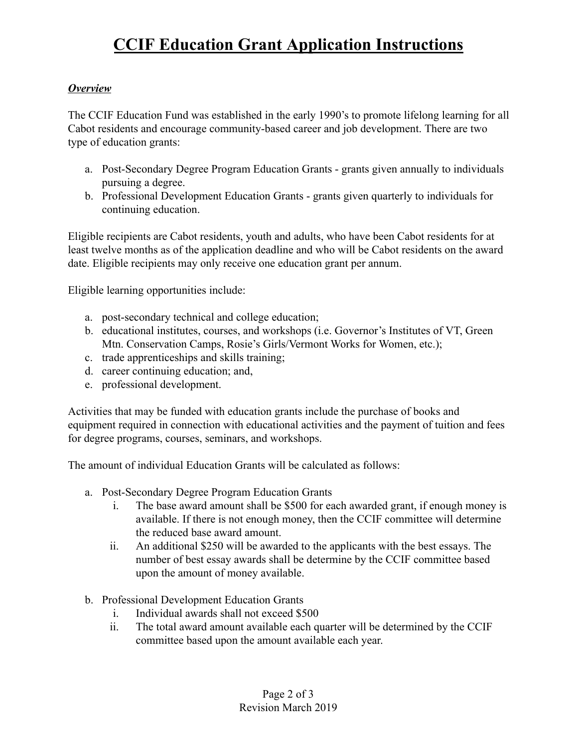# CCIF Education Grant Application Instructions

***Overview***

The CCIF Education Fund was established in the early 1990's to promote lifelong learning for all Cabot residents and encourage community-based career and job development. There are two type of education grants:

a. Post-Secondary Degree Program Education Grants - grants given annually to individuals pursuing a degree.
b. Professional Development Education Grants - grants given quarterly to individuals for continuing education.

Eligible recipients are Cabot residents, youth and adults, who have been Cabot residents for at least twelve months as of the application deadline and who will be Cabot residents on the award date. Eligible recipients may only receive one education grant per annum.

Eligible learning opportunities include:

a. post-secondary technical and college education;
b. educational institutes, courses, and workshops (i.e. Governor's Institutes of VT, Green Mtn. Conservation Camps, Rosie's Girls/Vermont Works for Women, etc.);
c. trade apprenticeships and skills training;
d. career continuing education; and,
e. professional development.

Activities that may be funded with education grants include the purchase of books and equipment required in connection with educational activities and the payment of tuition and fees for degree programs, courses, seminars, and workshops.

The amount of individual Education Grants will be calculated as follows:

a. Post-Secondary Degree Program Education Grants
    i. The base award amount shall be $500 for each awarded grant, if enough money is available. If there is not enough money, then the CCIF committee will determine the reduced base award amount.
    ii. An additional $250 will be awarded to the applicants with the best essays. The number of best essay awards shall be determine by the CCIF committee based upon the amount of money available.

b. Professional Development Education Grants
    i. Individual awards shall not exceed $500
    ii. The total award amount available each quarter will be determined by the CCIF committee based upon the amount available each year.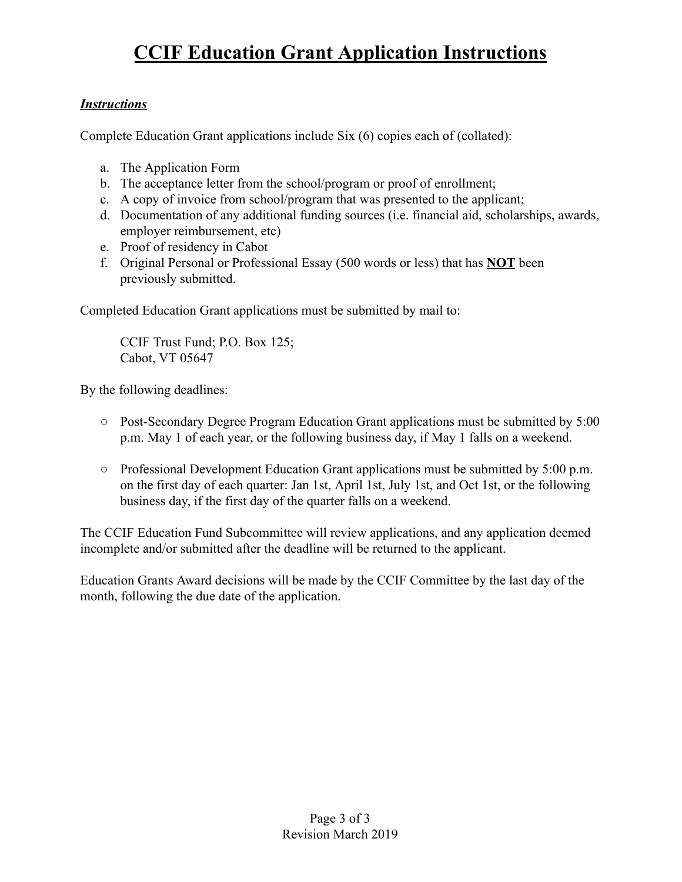# CCIF Education Grant Application Instructions

***Instructions***

Complete Education Grant applications include Six (6) copies each of (collated):

a. The Application Form
b. The acceptance letter from the school/program or proof of enrollment;
c. A copy of invoice from school/program that was presented to the applicant;
d. Documentation of any additional funding sources (i.e. financial aid, scholarships, awards, employer reimbursement, etc)
e. Proof of residency in Cabot
f. Original Personal or Professional Essay (500 words or less) that has **NOT** been previously submitted.

Completed Education Grant applications must be submitted by mail to:

> CCIF Trust Fund; P.O. Box 125;
> Cabot, VT 05647

By the following deadlines:

- Post-Secondary Degree Program Education Grant applications must be submitted by 5:00 p.m. May 1 of each year, or the following business day, if May 1 falls on a weekend.

- Professional Development Education Grant applications must be submitted by 5:00 p.m. on the first day of each quarter: Jan 1st, April 1st, July 1st, and Oct 1st, or the following business day, if the first day of the quarter falls on a weekend.

The CCIF Education Fund Subcommittee will review applications, and any application deemed incomplete and/or submitted after the deadline will be returned to the applicant.

Education Grants Award decisions will be made by the CCIF Committee by the last day of the month, following the due date of the application.

Revision March 2019